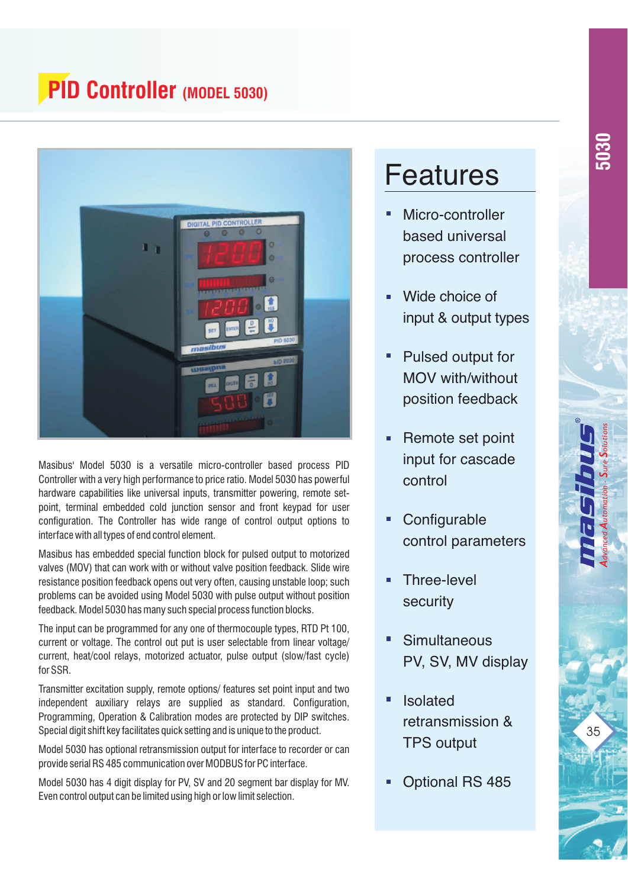# PID Controller (MODEL 5030)

Masibus' Model 5030 is a versatile micro-controller based process PID Controller with a very high performance to price ratio. Model 5030 has powerful hardware capabilities like universal inputs, transmitter powering, remote set-point, terminal embedded cold junction sensor and front keypad for user configuration. The Controller has wide range of control output options to interface with all types of end control element.

Masibus has embedded special function block for pulsed output to motorized valves (MOV) that can work with or without valve position feedback. Slide wire resistance position feedback opens out very often, causing unstable loop; such problems can be avoided using Model 5030 with pulse output without position feedback. Model 5030 has many such special process function blocks.

The input can be programmed for any one of thermocouple types, RTD Pt 100, current or voltage. The control out put is user selectable from linear voltage/ current, heat/cool relays, motorized actuator, pulse output (slow/fast cycle) for SSR.

Transmitter excitation supply, remote options/ features set point input and two independent auxiliary relays are supplied as standard. Configuration, Programming, Operation & Calibration modes are protected by DIP switches. Special digit shift key facilitates quick setting and is unique to the product.

Model 5030 has optional retransmission output for interface to recorder or can provide serial RS 485 communication over MODBUS for PC interface.

Model 5030 has 4 digit display for PV, SV and 20 segment bar display for MV. Even control output can be limited using high or low limit selection.

## Features

- Micro-controller based universal process controller
- Wide choice of input & output types
- Pulsed output for MOV with/without position feedback
- Remote set point input for cascade control
- Configurable control parameters
- Three-level security
- Simultaneous PV, SV, MV display
- Isolated retransmission & TPS output
- Optional RS 485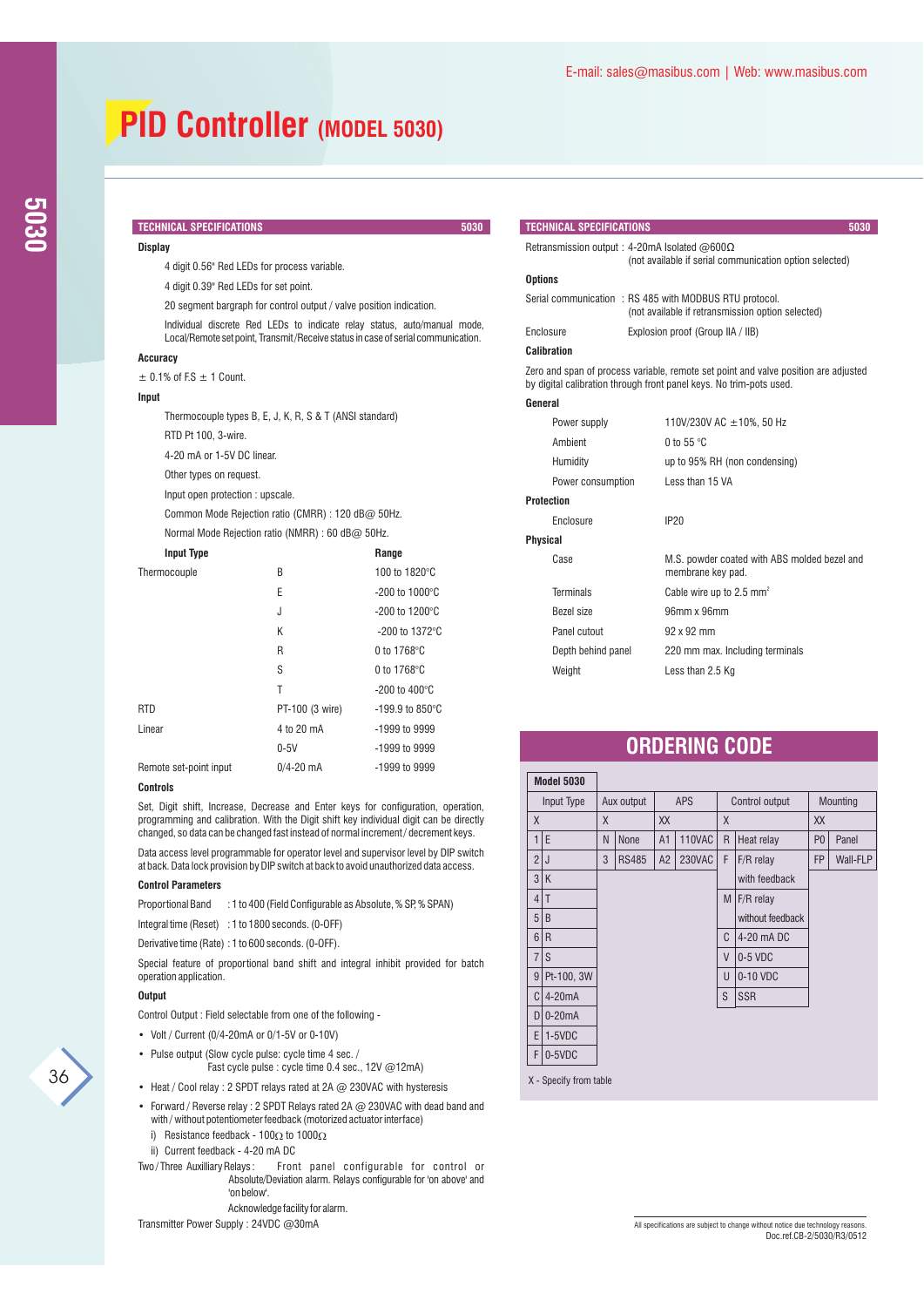# PID Controller (MODEL 5030)

## TECHNICAL SPECIFICATIONS 5030

**Display**

4 digit 0.56" Red LEDs for process variable.

4 digit 0.39" Red LEDs for set point.

20 segment bargraph for control output / valve position indication.

Individual discrete Red LEDs to indicate relay status, auto/manual mode, Local/Remote set point, Transmit/Receive status in case of serial communication.

**Accuracy**

± 0.1% of F.S ± 1 Count.

**Input**

Thermocouple types B, E, J, K, R, S & T (ANSI standard)

RTD Pt 100, 3-wire.

4-20 mA or 1-5V DC linear.

Other types on request.

Input open protection : upscale.

Common Mode Rejection ratio (CMRR) : 120 dB@ 50Hz.

Normal Mode Rejection ratio (NMRR) : 60 dB@ 50Hz.

| | Input Type | Range |
|---|---|---|
| Thermocouple | B | 100 to 1820°C |
| | E | -200 to 1000°C |
| | J | -200 to 1200°C |
| | K | -200 to 1372°C |
| | R | 0 to 1768°C |
| | S | 0 to 1768°C |
| | T | -200 to 400°C |
| RTD | PT-100 (3 wire) | -199.9 to 850°C |
| Linear | 4 to 20 mA | -1999 to 9999 |
| | 0-5V | -1999 to 9999 |
| Remote set-point input | 0/4-20 mA | -1999 to 9999 |

**Controls**

Set, Digit shift, Increase, Decrease and Enter keys for configuration, operation, programming and calibration. With the Digit shift key individual digit can be directly changed, so data can be changed fast instead of normal increment / decrement keys.

Data access level programmable for operator level and supervisor level by DIP switch at back. Data lock provision by DIP switch at back to avoid unauthorized data access.

**Control Parameters**

Proportional Band : 1 to 400 (Field Configurable as Absolute, % SP, % SPAN)

Integral time (Reset) : 1 to 1800 seconds. (0-OFF)

Derivative time (Rate) : 1 to 600 seconds. (0-OFF).

Special feature of proportional band shift and integral inhibit provided for batch operation application.

**Output**

Control Output : Field selectable from one of the following -

- Volt / Current (0/4-20mA or 0/1-5V or 0-10V)
- Pulse output (Slow cycle pulse: cycle time 4 sec. / Fast cycle pulse : cycle time 0.4 sec., 12V @12mA)
- Heat / Cool relay : 2 SPDT relays rated at 2A @ 230VAC with hysteresis
- Forward / Reverse relay : 2 SPDT Relays rated 2A @ 230VAC with dead band and with / without potentiometer feedback (motorized actuator interface)
  - i) Resistance feedback - 100Ω to 1000Ω
  - ii) Current feedback - 4-20 mA DC

Two / Three Auxilliary Relays : Front panel configurable for control or Absolute/Deviation alarm. Relays configurable for 'on above' and 'on below'. Acknowledge facility for alarm.

Transmitter Power Supply : 24VDC @30mA

## TECHNICAL SPECIFICATIONS 5030

Retransmission output : 4-20mA Isolated @600Ω (not available if serial communication option selected)

**Options**

Serial communication : RS 485 with MODBUS RTU protocol. (not available if retransmission option selected)

Enclosure : Explosion proof (Group IIA / IIB)

**Calibration**

Zero and span of process variable, remote set point and valve position are adjusted by digital calibration through front panel keys. No trim-pots used.

**General**

| | |
|---|---|
| Power supply | 110V/230V AC ±10%, 50 Hz |
| Ambient | 0 to 55 °C |
| Humidity | up to 95% RH (non condensing) |
| Power consumption | Less than 15 VA |

**Protection**

| | |
|---|---|
| Enclosure | IP20 |

**Physical**

| | |
|---|---|
| Case | M.S. powder coated with ABS molded bezel and membrane key pad. |
| Terminals | Cable wire up to 2.5 mm² |
| Bezel size | 96mm x 96mm |
| Panel cutout | 92 x 92 mm |
| Depth behind panel | 220 mm max. Including terminals |
| Weight | Less than 2.5 Kg |

## ORDERING CODE

| Model 5030 | | | | | | | | | |
|---|---|---|---|---|---|---|---|---|---|
| Input Type | | Aux output | | APS | | Control output | | Mounting | |
| X | | X | | XX | | X | | XX | |
| 1 | E | N | None | A1 | 110VAC | R | Heat relay | P0 | Panel |
| 2 | J | 3 | RS485 | A2 | 230VAC | F | F/R relay with feedback | FP | Wall-FLP |
| 3 | K | | | | | | | | |
| 4 | T | | | | | M | F/R relay without feedback | | |
| 5 | B | | | | | | | | |
| 6 | R | | | | | C | 4-20mA DC | | |
| 7 | S | | | | | V | 0-5 VDC | | |
| 9 | Pt-100, 3W | | | | | U | 0-10 VDC | | |
| C | 4-20mA | | | | | S | SSR | | |
| D | 0-20mA | | | | | | | | |
| E | 1-5VDC | | | | | | | | |
| F | 0-5VDC | | | | | | | | |

X - Specify from table

All specifications are subject to change without notice due technology reasons.
Doc.ref.CB-2/5030/R3/0512